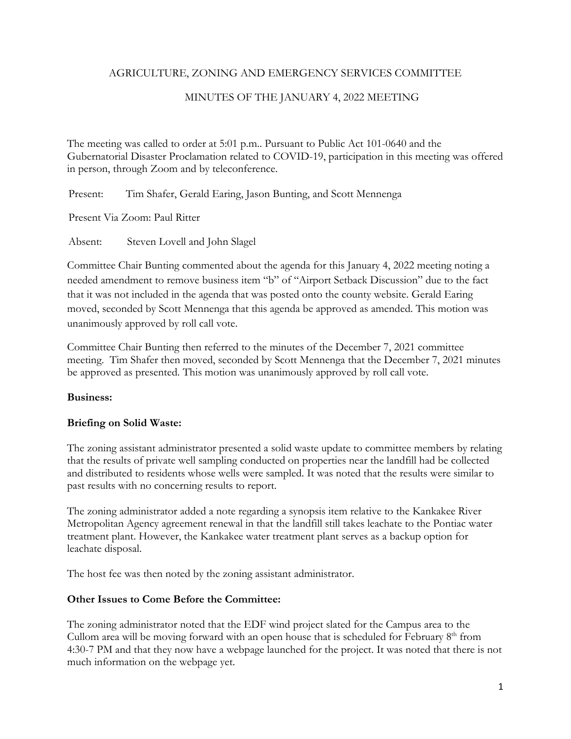AGRICULTURE, ZONING AND EMERGENCY SERVICES COMMITTEE

MINUTES OF THE JANUARY 4, 2022 MEETING

The meeting was called to order at 5:01 p.m.. Pursuant to Public Act 101-0640 and the Gubernatorial Disaster Proclamation related to COVID-19, participation in this meeting was offered in person, through Zoom and by teleconference.

Present: Tim Shafer, Gerald Earing, Jason Bunting, and Scott Mennenga

Present Via Zoom: Paul Ritter

Absent: Steven Lovell and John Slagel

Committee Chair Bunting commented about the agenda for this January 4, 2022 meeting noting a needed amendment to remove business item "b" of "Airport Setback Discussion" due to the fact that it was not included in the agenda that was posted onto the county website. Gerald Earing moved, seconded by Scott Mennenga that this agenda be approved as amended. This motion was unanimously approved by roll call vote.

Committee Chair Bunting then referred to the minutes of the December 7, 2021 committee meeting. Tim Shafer then moved, seconded by Scott Mennenga that the December 7, 2021 minutes be approved as presented. This motion was unanimously approved by roll call vote.

**Business:**

**Briefing on Solid Waste:**

The zoning assistant administrator presented a solid waste update to committee members by relating that the results of private well sampling conducted on properties near the landfill had be collected and distributed to residents whose wells were sampled. It was noted that the results were similar to past results with no concerning results to report.

The zoning administrator added a note regarding a synopsis item relative to the Kankakee River Metropolitan Agency agreement renewal in that the landfill still takes leachate to the Pontiac water treatment plant. However, the Kankakee water treatment plant serves as a backup option for leachate disposal.

The host fee was then noted by the zoning assistant administrator.

**Other Issues to Come Before the Committee:**

The zoning administrator noted that the EDF wind project slated for the Campus area to the Cullom area will be moving forward with an open house that is scheduled for February 8th from 4:30-7 PM and that they now have a webpage launched for the project. It was noted that there is not much information on the webpage yet.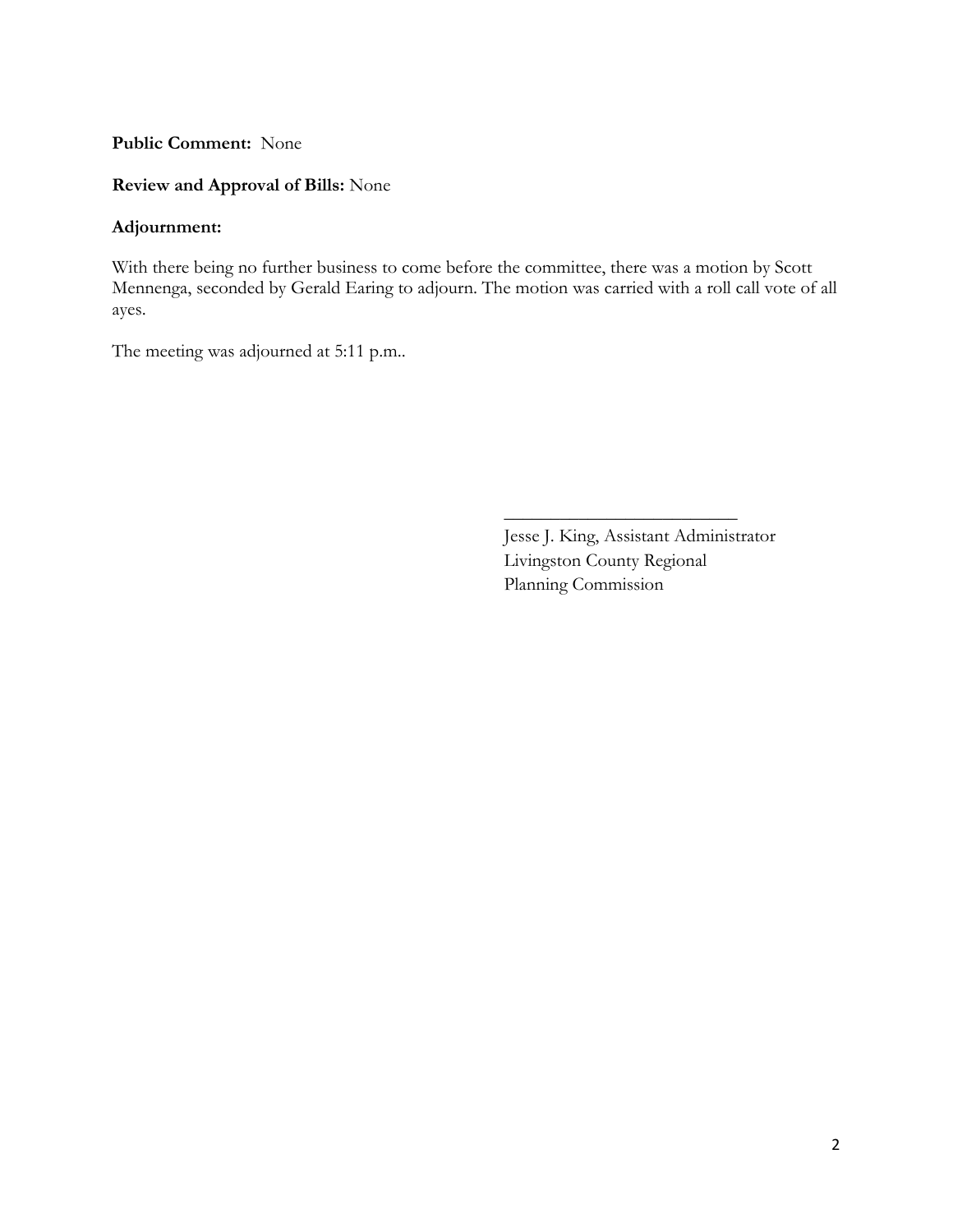**Public Comment:** None

**Review and Approval of Bills:** None

**Adjournment:**

With there being no further business to come before the committee, there was a motion by Scott Mennenga, seconded by Gerald Earing to adjourn. The motion was carried with a roll call vote of all ayes.

The meeting was adjourned at 5:11 p.m..

\_\_\_\_\_\_\_\_\_\_\_\_\_\_\_\_\_\_\_\_\_\_\_\_\_\_\_

Jesse J. King, Assistant Administrator  
Livingston County Regional  
Planning Commission